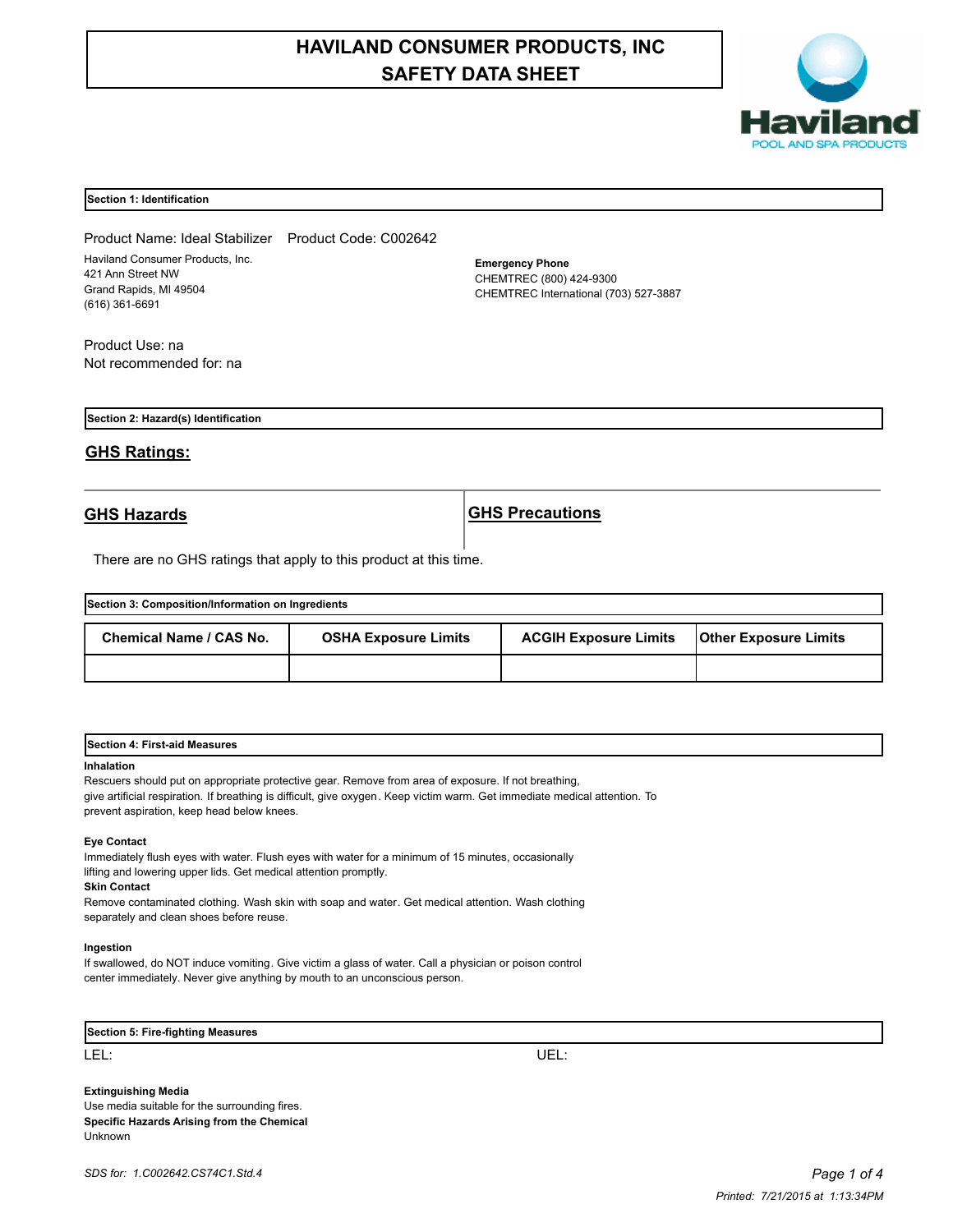# HAVILAND CONSUMER PRODUCTS, INC
# SAFETY DATA SHEET

Haviland
POOL AND SPA PRODUCTS

## Section 1: Identification

Product Name: Ideal Stabilizer    Product Code: C002642

Haviland Consumer Products, Inc.
421 Ann Street NW
Grand Rapids, MI 49504
(616) 361-6691

**Emergency Phone**
CHEMTREC (800) 424-9300
CHEMTREC International (703) 527-3887

Product Use: na
Not recommended for: na

## Section 2: Hazard(s) Identification

### GHS Ratings:

| GHS Hazards | GHS Precautions |
|---|---|

There are no GHS ratings that apply to this product at this time.

## Section 3: Composition/Information on Ingredients

| Chemical Name / CAS No. | OSHA Exposure Limits | ACGIH Exposure Limits | Other Exposure Limits |
|---|---|---|---|
| | | | |

## Section 4: First-aid Measures

**Inhalation**
Rescuers should put on appropriate protective gear. Remove from area of exposure. If not breathing, give artificial respiration. If breathing is difficult, give oxygen. Keep victim warm. Get immediate medical attention. To prevent aspiration, keep head below knees.

**Eye Contact**
Immediately flush eyes with water. Flush eyes with water for a minimum of 15 minutes, occasionally lifting and lowering upper lids. Get medical attention promptly.

**Skin Contact**
Remove contaminated clothing. Wash skin with soap and water. Get medical attention. Wash clothing separately and clean shoes before reuse.

**Ingestion**
If swallowed, do NOT induce vomiting. Give victim a glass of water. Call a physician or poison control center immediately. Never give anything by mouth to an unconscious person.

## Section 5: Fire-fighting Measures

LEL:    UEL:

**Extinguishing Media**
Use media suitable for the surrounding fires.

**Specific Hazards Arising from the Chemical**
Unknown

*SDS for: 1.C002642.CS74C1.Std.4*

*Printed: 7/21/2015 at 1:13:34PM*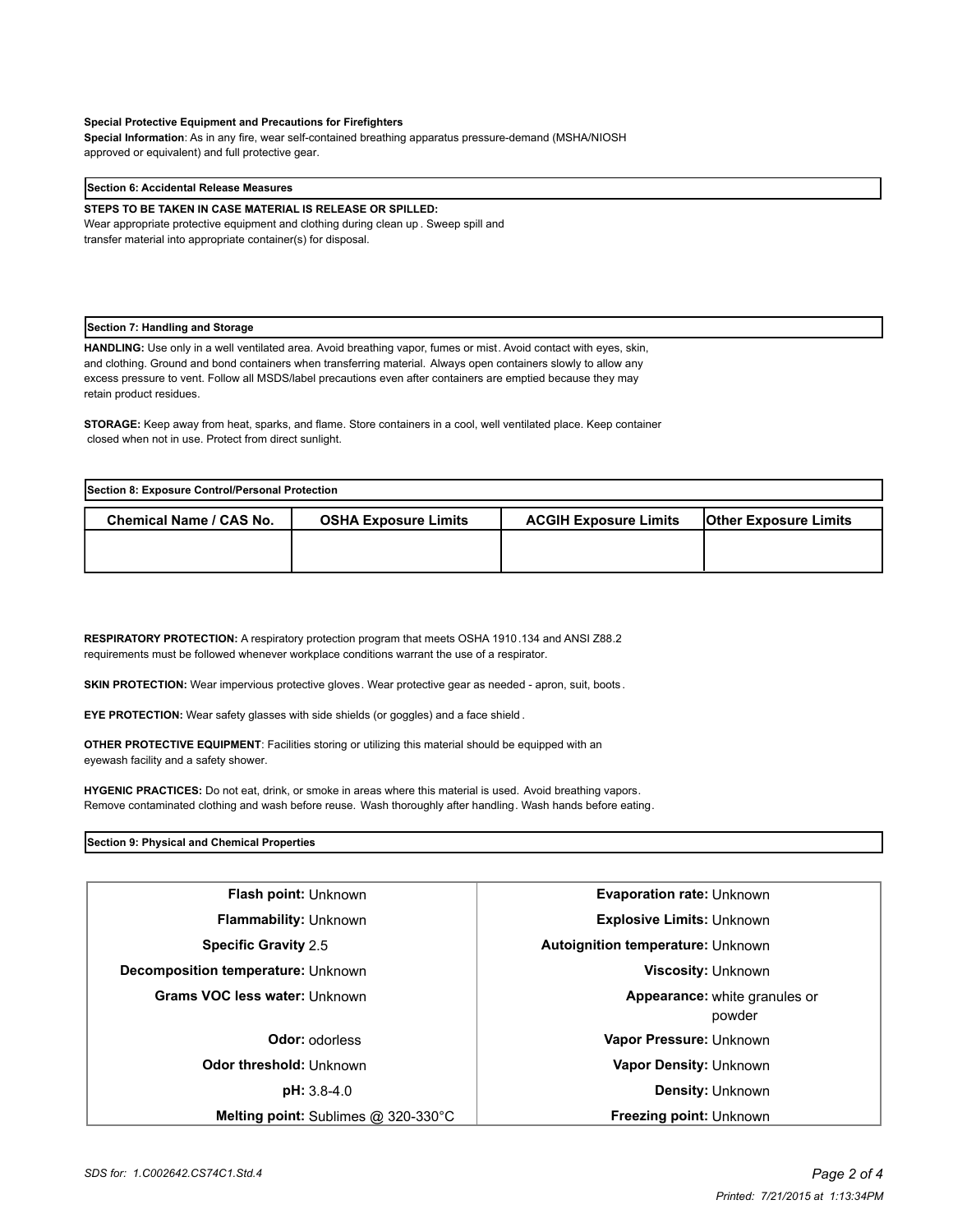**Special Protective Equipment and Precautions for Firefighters**

**Special Information**: As in any fire, wear self-contained breathing apparatus pressure-demand (MSHA/NIOSH approved or equivalent) and full protective gear.

## Section 6: Accidental Release Measures

**STEPS TO BE TAKEN IN CASE MATERIAL IS RELEASE OR SPILLED:**

Wear appropriate protective equipment and clothing during clean up . Sweep spill and transfer material into appropriate container(s) for disposal.

## Section 7: Handling and Storage

**HANDLING:** Use only in a well ventilated area. Avoid breathing vapor, fumes or mist. Avoid contact with eyes, skin, and clothing. Ground and bond containers when transferring material. Always open containers slowly to allow any excess pressure to vent. Follow all MSDS/label precautions even after containers are emptied because they may retain product residues.

**STORAGE:** Keep away from heat, sparks, and flame. Store containers in a cool, well ventilated place. Keep container closed when not in use. Protect from direct sunlight.

## Section 8: Exposure Control/Personal Protection

| Chemical Name / CAS No. | OSHA Exposure Limits | ACGIH Exposure Limits | Other Exposure Limits |
|---|---|---|---|
| | | | |

**RESPIRATORY PROTECTION:** A respiratory protection program that meets OSHA 1910.134 and ANSI Z88.2 requirements must be followed whenever workplace conditions warrant the use of a respirator.

**SKIN PROTECTION:** Wear impervious protective gloves. Wear protective gear as needed - apron, suit, boots.

**EYE PROTECTION:** Wear safety glasses with side shields (or goggles) and a face shield.

**OTHER PROTECTIVE EQUIPMENT**: Facilities storing or utilizing this material should be equipped with an eyewash facility and a safety shower.

**HYGENIC PRACTICES:** Do not eat, drink, or smoke in areas where this material is used. Avoid breathing vapors. Remove contaminated clothing and wash before reuse. Wash thoroughly after handling. Wash hands before eating.

## Section 9: Physical and Chemical Properties

| | | | |
|---|---|---|---|
| **Flash point:** | Unknown | **Evaporation rate:** | Unknown |
| **Flammability:** | Unknown | **Explosive Limits:** | Unknown |
| **Specific Gravity** | 2.5 | **Autoignition temperature:** | Unknown |
| **Decomposition temperature:** | Unknown | **Viscosity:** | Unknown |
| **Grams VOC less water:** | Unknown | **Appearance:** | white granules or powder |
| **Odor:** | odorless | **Vapor Pressure:** | Unknown |
| **Odor threshold:** | Unknown | **Vapor Density:** | Unknown |
| **pH:** | 3.8-4.0 | **Density:** | Unknown |
| **Melting point:** | Sublimes @ 320-330°C | **Freezing point:** | Unknown |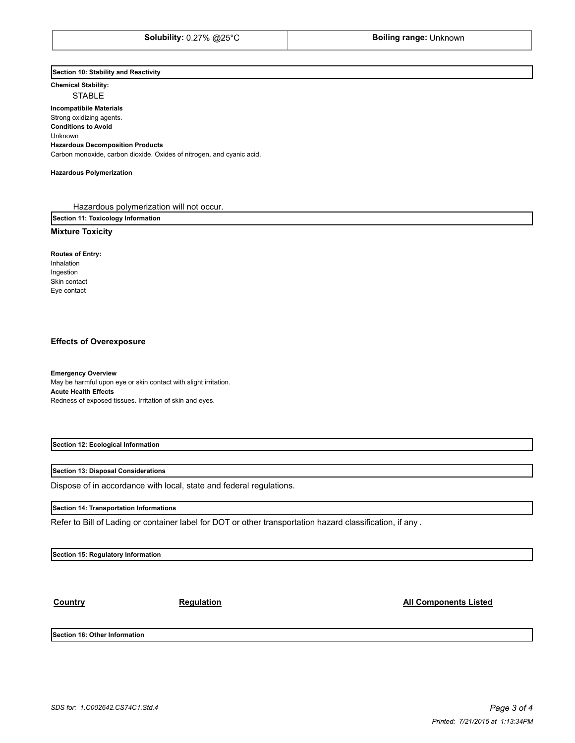| **Solubility:** 0.27% @25°C | **Boiling range:** Unknown |
| --- | --- |

## Section 10: Stability and Reactivity

**Chemical Stability:**

STABLE

**Incompatibile Materials**
Strong oxidizing agents.
**Conditions to Avoid**
Unknown
**Hazardous Decomposition Products**
Carbon monoxide, carbon dioxide. Oxides of nitrogen, and cyanic acid.

**Hazardous Polymerization**

Hazardous polymerization will not occur.

## Section 11: Toxicology Information

### Mixture Toxicity

**Routes of Entry:**
Inhalation
Ingestion
Skin contact
Eye contact

### Effects of Overexposure

**Emergency Overview**
May be harmful upon eye or skin contact with slight irritation.
**Acute Health Effects**
Redness of exposed tissues. Irritation of skin and eyes.

## Section 12: Ecological Information

## Section 13: Disposal Considerations

Dispose of in accordance with local, state and federal regulations.

## Section 14: Transportation Informations

Refer to Bill of Lading or container label for DOT or other transportation hazard classification, if any .

## Section 15: Regulatory Information

| Country | Regulation | All Components Listed |
| --- | --- | --- |

## Section 16: Other Information

*SDS for: 1.C002642.CS74C1.Std.4*

*Printed: 7/21/2015 at 1:13:34PM*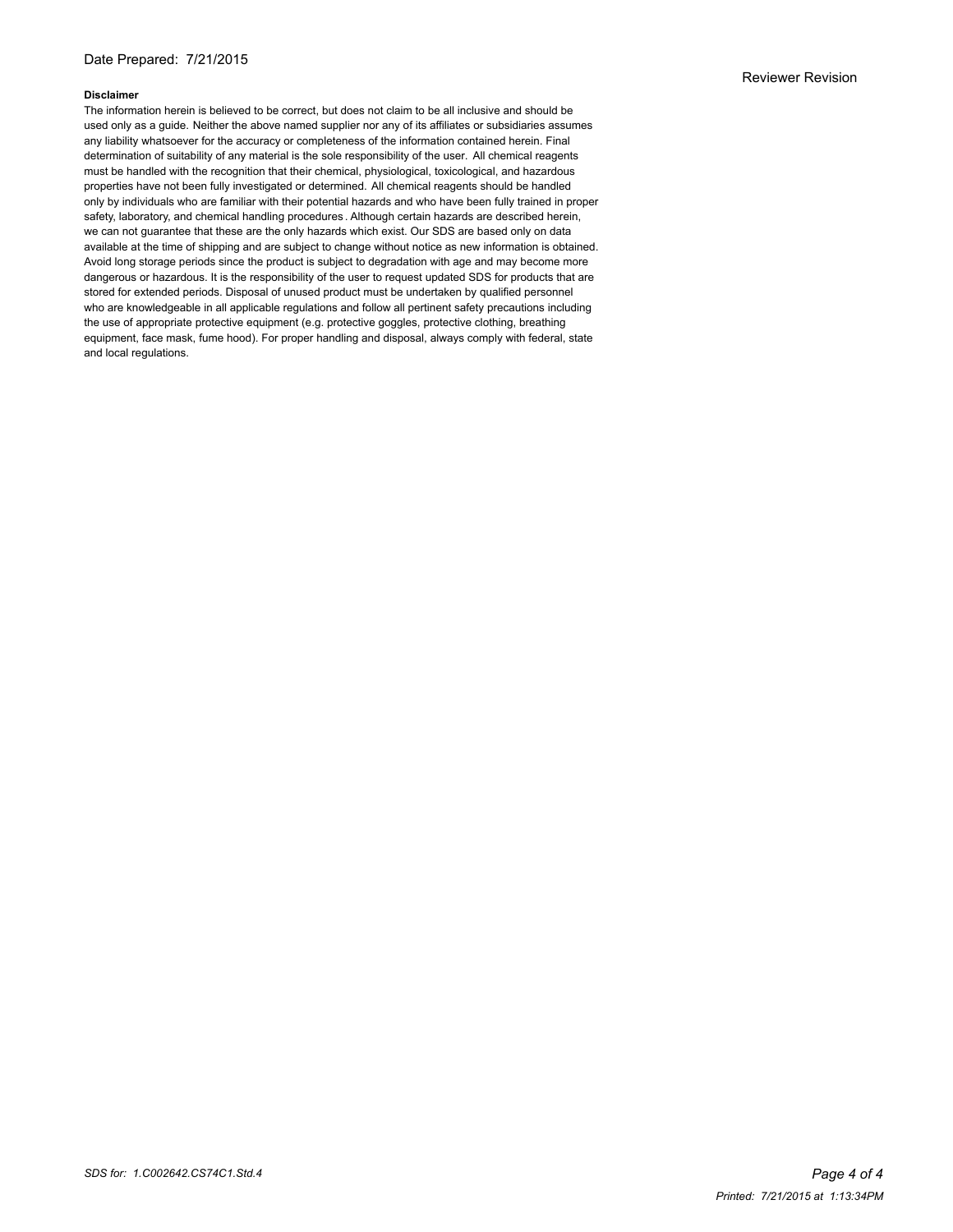Date Prepared: 7/21/2015

Reviewer Revision

**Disclaimer**

The information herein is believed to be correct, but does not claim to be all inclusive and should be used only as a guide. Neither the above named supplier nor any of its affiliates or subsidiaries assumes any liability whatsoever for the accuracy or completeness of the information contained herein. Final determination of suitability of any material is the sole responsibility of the user. All chemical reagents must be handled with the recognition that their chemical, physiological, toxicological, and hazardous properties have not been fully investigated or determined. All chemical reagents should be handled only by individuals who are familiar with their potential hazards and who have been fully trained in proper safety, laboratory, and chemical handling procedures. Although certain hazards are described herein, we can not guarantee that these are the only hazards which exist. Our SDS are based only on data available at the time of shipping and are subject to change without notice as new information is obtained. Avoid long storage periods since the product is subject to degradation with age and may become more dangerous or hazardous. It is the responsibility of the user to request updated SDS for products that are stored for extended periods. Disposal of unused product must be undertaken by qualified personnel who are knowledgeable in all applicable regulations and follow all pertinent safety precautions including the use of appropriate protective equipment (e.g. protective goggles, protective clothing, breathing equipment, face mask, fume hood). For proper handling and disposal, always comply with federal, state and local regulations.